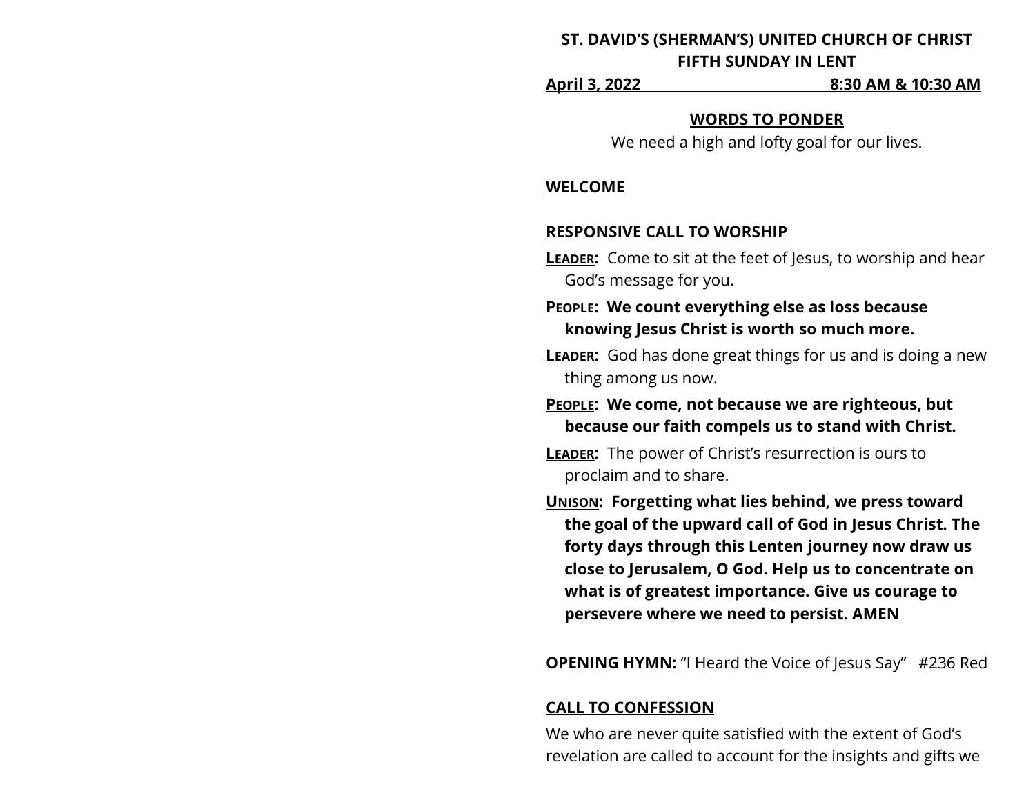**ST. DAVID'S (SHERMAN'S) UNITED CHURCH OF CHRIST**
**FIFTH SUNDAY IN LENT**
**April 3, 2022 8:30 AM & 10:30 AM**

**WORDS TO PONDER**

We need a high and lofty goal for our lives.

**WELCOME**

**RESPONSIVE CALL TO WORSHIP**

**LEADER:** Come to sit at the feet of Jesus, to worship and hear God's message for you.

**PEOPLE: We count everything else as loss because knowing Jesus Christ is worth so much more.**

**LEADER:** God has done great things for us and is doing a new thing among us now.

**PEOPLE: We come, not because we are righteous, but because our faith compels us to stand with Christ.**

**LEADER:** The power of Christ's resurrection is ours to proclaim and to share.

**UNISON: Forgetting what lies behind, we press toward the goal of the upward call of God in Jesus Christ. The forty days through this Lenten journey now draw us close to Jerusalem, O God. Help us to concentrate on what is of greatest importance. Give us courage to persevere where we need to persist. AMEN**

**OPENING HYMN:** "I Heard the Voice of Jesus Say" #236 Red

**CALL TO CONFESSION**

We who are never quite satisfied with the extent of God's revelation are called to account for the insights and gifts we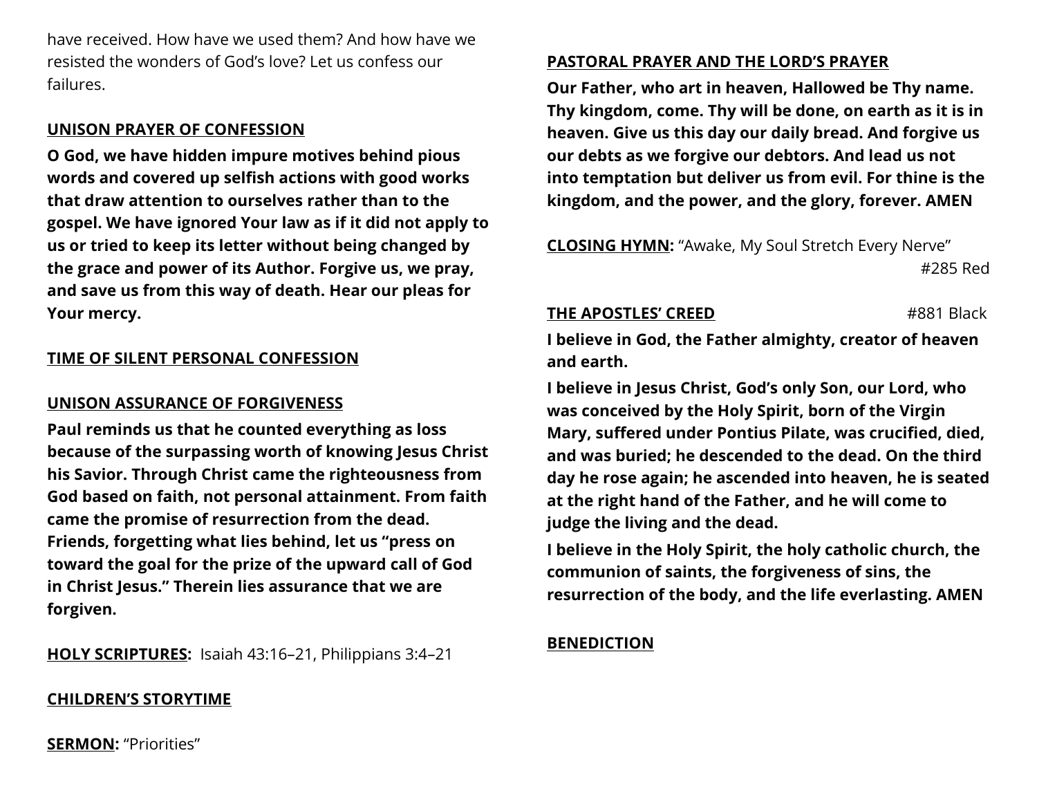have received. How have we used them? And how have we resisted the wonders of God's love? Let us confess our failures.

**UNISON PRAYER OF CONFESSION**

**O God, we have hidden impure motives behind pious words and covered up selfish actions with good works that draw attention to ourselves rather than to the gospel. We have ignored Your law as if it did not apply to us or tried to keep its letter without being changed by the grace and power of its Author. Forgive us, we pray, and save us from this way of death. Hear our pleas for Your mercy.**

**TIME OF SILENT PERSONAL CONFESSION**

**UNISON ASSURANCE OF FORGIVENESS**

**Paul reminds us that he counted everything as loss because of the surpassing worth of knowing Jesus Christ his Savior. Through Christ came the righteousness from God based on faith, not personal attainment. From faith came the promise of resurrection from the dead. Friends, forgetting what lies behind, let us "press on toward the goal for the prize of the upward call of God in Christ Jesus." Therein lies assurance that we are forgiven.**

**HOLY SCRIPTURES:** Isaiah 43:16–21, Philippians 3:4–21

**CHILDREN'S STORYTIME**

**SERMON:** "Priorities"

**PASTORAL PRAYER AND THE LORD'S PRAYER**

**Our Father, who art in heaven, Hallowed be Thy name. Thy kingdom, come. Thy will be done, on earth as it is in heaven. Give us this day our daily bread. And forgive us our debts as we forgive our debtors. And lead us not into temptation but deliver us from evil. For thine is the kingdom, and the power, and the glory, forever. AMEN**

**CLOSING HYMN:** "Awake, My Soul Stretch Every Nerve" #285 Red

**THE APOSTLES' CREED** #881 Black

**I believe in God, the Father almighty, creator of heaven and earth.**

**I believe in Jesus Christ, God's only Son, our Lord, who was conceived by the Holy Spirit, born of the Virgin Mary, suffered under Pontius Pilate, was crucified, died, and was buried; he descended to the dead. On the third day he rose again; he ascended into heaven, he is seated at the right hand of the Father, and he will come to judge the living and the dead.**

**I believe in the Holy Spirit, the holy catholic church, the communion of saints, the forgiveness of sins, the resurrection of the body, and the life everlasting. AMEN**

**BENEDICTION**